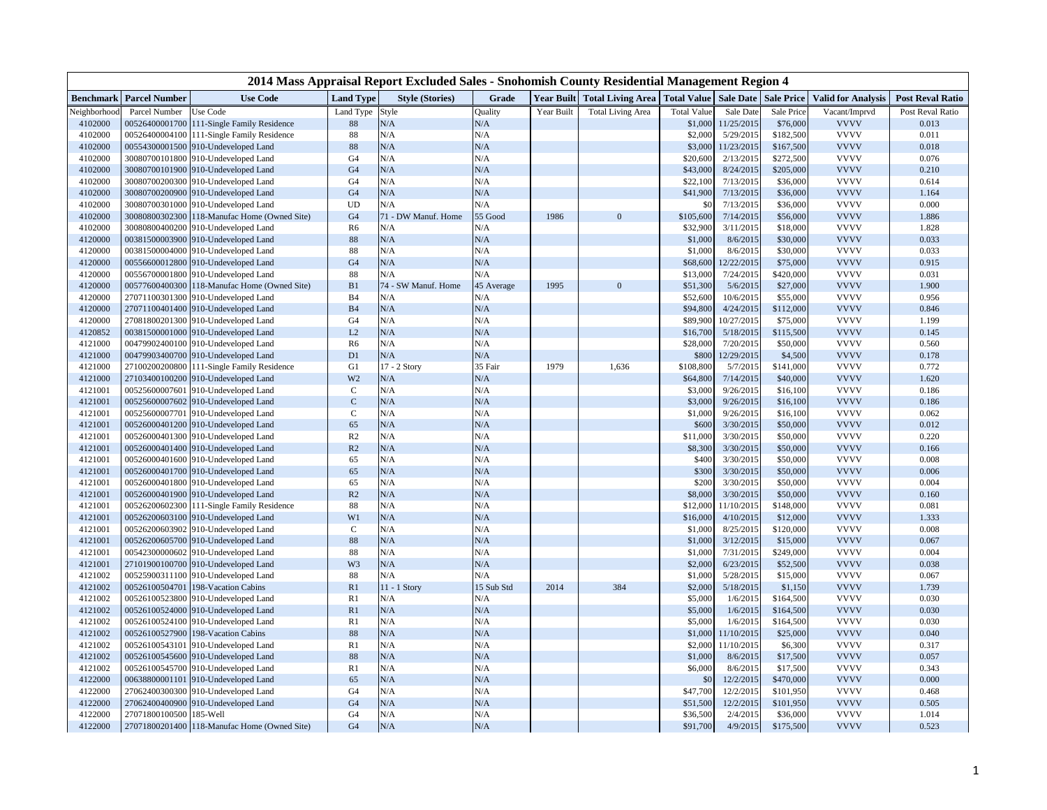# 2014 Mass Appraisal Report Excluded Sales - Snohomish County Residential Management Region 4

| Benchmark | Parcel Number | Use Code | Land Type | Style (Stories) | Grade | Year Built | Total Living Area | Total Value | Sale Date | Sale Price | Valid for Analysis | Post Reval Ratio |
|---|---|---|---|---|---|---|---|---|---|---|---|---|
| Neighborhood | Parcel Number | Use Code | Land Type | Style | Quality | Year Built | Total Living Area | Total Value | Sale Date | Sale Price | Vacant/Imprvd | Post Reval Ratio |
| 4102000 | 00526400001700 | 111-Single Family Residence | 88 | N/A | N/A | | | $1,000 | 11/25/2015 | $76,000 | VVVV | 0.013 |
| 4102000 | 00526400004100 | 111-Single Family Residence | 88 | N/A | N/A | | | $2,000 | 5/29/2015 | $182,500 | VVVV | 0.011 |
| 4102000 | 00554300001500 | 910-Undeveloped Land | 88 | N/A | N/A | | | $3,000 | 11/23/2015 | $167,500 | VVVV | 0.018 |
| 4102000 | 30080700101800 | 910-Undeveloped Land | G4 | N/A | N/A | | | $20,600 | 2/13/2015 | $272,500 | VVVV | 0.076 |
| 4102000 | 30080700101900 | 910-Undeveloped Land | G4 | N/A | N/A | | | $43,000 | 8/24/2015 | $205,000 | VVVV | 0.210 |
| 4102000 | 30080700200300 | 910-Undeveloped Land | G4 | N/A | N/A | | | $22,100 | 7/13/2015 | $36,000 | VVVV | 0.614 |
| 4102000 | 30080700200900 | 910-Undeveloped Land | G4 | N/A | N/A | | | $41,900 | 7/13/2015 | $36,000 | VVVV | 1.164 |
| 4102000 | 30080700301000 | 910-Undeveloped Land | UD | N/A | N/A | | | $0 | 7/13/2015 | $36,000 | VVVV | 0.000 |
| 4102000 | 30080800302300 | 118-Manufac Home (Owned Site) | G4 | 71 - DW Manuf. Home | 55 Good | 1986 | 0 | $105,600 | 7/14/2015 | $56,000 | VVVV | 1.886 |
| 4102000 | 30080800400200 | 910-Undeveloped Land | R6 | N/A | N/A | | | $32,900 | 3/11/2015 | $18,000 | VVVV | 1.828 |
| 4120000 | 00381500003900 | 910-Undeveloped Land | 88 | N/A | N/A | | | $1,000 | 8/6/2015 | $30,000 | VVVV | 0.033 |
| 4120000 | 00381500004000 | 910-Undeveloped Land | 88 | N/A | N/A | | | $1,000 | 8/6/2015 | $30,000 | VVVV | 0.033 |
| 4120000 | 00556600012800 | 910-Undeveloped Land | G4 | N/A | N/A | | | $68,600 | 12/22/2015 | $75,000 | VVVV | 0.915 |
| 4120000 | 00556700001800 | 910-Undeveloped Land | 88 | N/A | N/A | | | $13,000 | 7/24/2015 | $420,000 | VVVV | 0.031 |
| 4120000 | 00577600400300 | 118-Manufac Home (Owned Site) | B1 | 74 - SW Manuf. Home | 45 Average | 1995 | 0 | $51,300 | 5/6/2015 | $27,000 | VVVV | 1.900 |
| 4120000 | 27071100301300 | 910-Undeveloped Land | B4 | N/A | N/A | | | $52,600 | 10/6/2015 | $55,000 | VVVV | 0.956 |
| 4120000 | 27071100401400 | 910-Undeveloped Land | B4 | N/A | N/A | | | $94,800 | 4/24/2015 | $112,000 | VVVV | 0.846 |
| 4120000 | 27081800201300 | 910-Undeveloped Land | G4 | N/A | N/A | | | $89,900 | 10/27/2015 | $75,000 | VVVV | 1.199 |
| 4120852 | 00381500001000 | 910-Undeveloped Land | L2 | N/A | N/A | | | $16,700 | 5/18/2015 | $115,500 | VVVV | 0.145 |
| 4121000 | 00479902400100 | 910-Undeveloped Land | R6 | N/A | N/A | | | $28,000 | 7/20/2015 | $50,000 | VVVV | 0.560 |
| 4121000 | 00479903400700 | 910-Undeveloped Land | D1 | N/A | N/A | | | $800 | 12/29/2015 | $4,500 | VVVV | 0.178 |
| 4121000 | 27100200200800 | 111-Single Family Residence | G1 | 17 - 2 Story | 35 Fair | 1979 | 1,636 | $108,800 | 5/7/2015 | $141,000 | VVVV | 0.772 |
| 4121000 | 27103400100200 | 910-Undeveloped Land | W2 | N/A | N/A | | | $64,800 | 7/14/2015 | $40,000 | VVVV | 1.620 |
| 4121001 | 00525600007601 | 910-Undeveloped Land | C | N/A | N/A | | | $3,000 | 9/26/2015 | $16,100 | VVVV | 0.186 |
| 4121001 | 00525600007602 | 910-Undeveloped Land | C | N/A | N/A | | | $3,000 | 9/26/2015 | $16,100 | VVVV | 0.186 |
| 4121001 | 00525600007701 | 910-Undeveloped Land | C | N/A | N/A | | | $1,000 | 9/26/2015 | $16,100 | VVVV | 0.062 |
| 4121001 | 00526000401200 | 910-Undeveloped Land | 65 | N/A | N/A | | | $600 | 3/30/2015 | $50,000 | VVVV | 0.012 |
| 4121001 | 00526000401300 | 910-Undeveloped Land | R2 | N/A | N/A | | | $11,000 | 3/30/2015 | $50,000 | VVVV | 0.220 |
| 4121001 | 00526000401400 | 910-Undeveloped Land | R2 | N/A | N/A | | | $8,300 | 3/30/2015 | $50,000 | VVVV | 0.166 |
| 4121001 | 00526000401600 | 910-Undeveloped Land | 65 | N/A | N/A | | | $400 | 3/30/2015 | $50,000 | VVVV | 0.008 |
| 4121001 | 00526000401700 | 910-Undeveloped Land | 65 | N/A | N/A | | | $300 | 3/30/2015 | $50,000 | VVVV | 0.006 |
| 4121001 | 00526000401800 | 910-Undeveloped Land | 65 | N/A | N/A | | | $200 | 3/30/2015 | $50,000 | VVVV | 0.004 |
| 4121001 | 00526000401900 | 910-Undeveloped Land | R2 | N/A | N/A | | | $8,000 | 3/30/2015 | $50,000 | VVVV | 0.160 |
| 4121001 | 00526200602300 | 111-Single Family Residence | 88 | N/A | N/A | | | $12,000 | 11/10/2015 | $148,000 | VVVV | 0.081 |
| 4121001 | 00526200603100 | 910-Undeveloped Land | W1 | N/A | N/A | | | $16,000 | 4/10/2015 | $12,000 | VVVV | 1.333 |
| 4121001 | 00526200603902 | 910-Undeveloped Land | C | N/A | N/A | | | $1,000 | 8/25/2015 | $120,000 | VVVV | 0.008 |
| 4121001 | 00526200605700 | 910-Undeveloped Land | 88 | N/A | N/A | | | $1,000 | 3/12/2015 | $15,000 | VVVV | 0.067 |
| 4121001 | 00542300000602 | 910-Undeveloped Land | 88 | N/A | N/A | | | $1,000 | 7/31/2015 | $249,000 | VVVV | 0.004 |
| 4121001 | 27101900100700 | 910-Undeveloped Land | W3 | N/A | N/A | | | $2,000 | 6/23/2015 | $52,500 | VVVV | 0.038 |
| 4121002 | 00525900311100 | 910-Undeveloped Land | 88 | N/A | N/A | | | $1,000 | 5/28/2015 | $15,000 | VVVV | 0.067 |
| 4121002 | 00526100504701 | 198-Vacation Cabins | R1 | 11 - 1 Story | 15 Sub Std | 2014 | 384 | $2,000 | 5/18/2015 | $1,150 | VVVV | 1.739 |
| 4121002 | 00526100523800 | 910-Undeveloped Land | R1 | N/A | N/A | | | $5,000 | 1/6/2015 | $164,500 | VVVV | 0.030 |
| 4121002 | 00526100524000 | 910-Undeveloped Land | R1 | N/A | N/A | | | $5,000 | 1/6/2015 | $164,500 | VVVV | 0.030 |
| 4121002 | 00526100524100 | 910-Undeveloped Land | R1 | N/A | N/A | | | $5,000 | 1/6/2015 | $164,500 | VVVV | 0.030 |
| 4121002 | 00526100527900 | 198-Vacation Cabins | 88 | N/A | N/A | | | $1,000 | 11/10/2015 | $25,000 | VVVV | 0.040 |
| 4121002 | 00526100543101 | 910-Undeveloped Land | R1 | N/A | N/A | | | $2,000 | 11/10/2015 | $6,300 | VVVV | 0.317 |
| 4121002 | 00526100545600 | 910-Undeveloped Land | 88 | N/A | N/A | | | $1,000 | 8/6/2015 | $17,500 | VVVV | 0.057 |
| 4121002 | 00526100545700 | 910-Undeveloped Land | R1 | N/A | N/A | | | $6,000 | 8/6/2015 | $17,500 | VVVV | 0.343 |
| 4122000 | 00638800001101 | 910-Undeveloped Land | 65 | N/A | N/A | | | $0 | 12/2/2015 | $470,000 | VVVV | 0.000 |
| 4122000 | 27062400300300 | 910-Undeveloped Land | G4 | N/A | N/A | | | $47,700 | 12/2/2015 | $101,950 | VVVV | 0.468 |
| 4122000 | 27062400400900 | 910-Undeveloped Land | G4 | N/A | N/A | | | $51,500 | 12/2/2015 | $101,950 | VVVV | 0.505 |
| 4122000 | 27071800100500 | 185-Well | G4 | N/A | N/A | | | $36,500 | 2/4/2015 | $36,000 | VVVV | 1.014 |
| 4122000 | 27071800201400 | 118-Manufac Home (Owned Site) | G4 | N/A | N/A | | | $91,700 | 4/9/2015 | $175,500 | VVVV | 0.523 |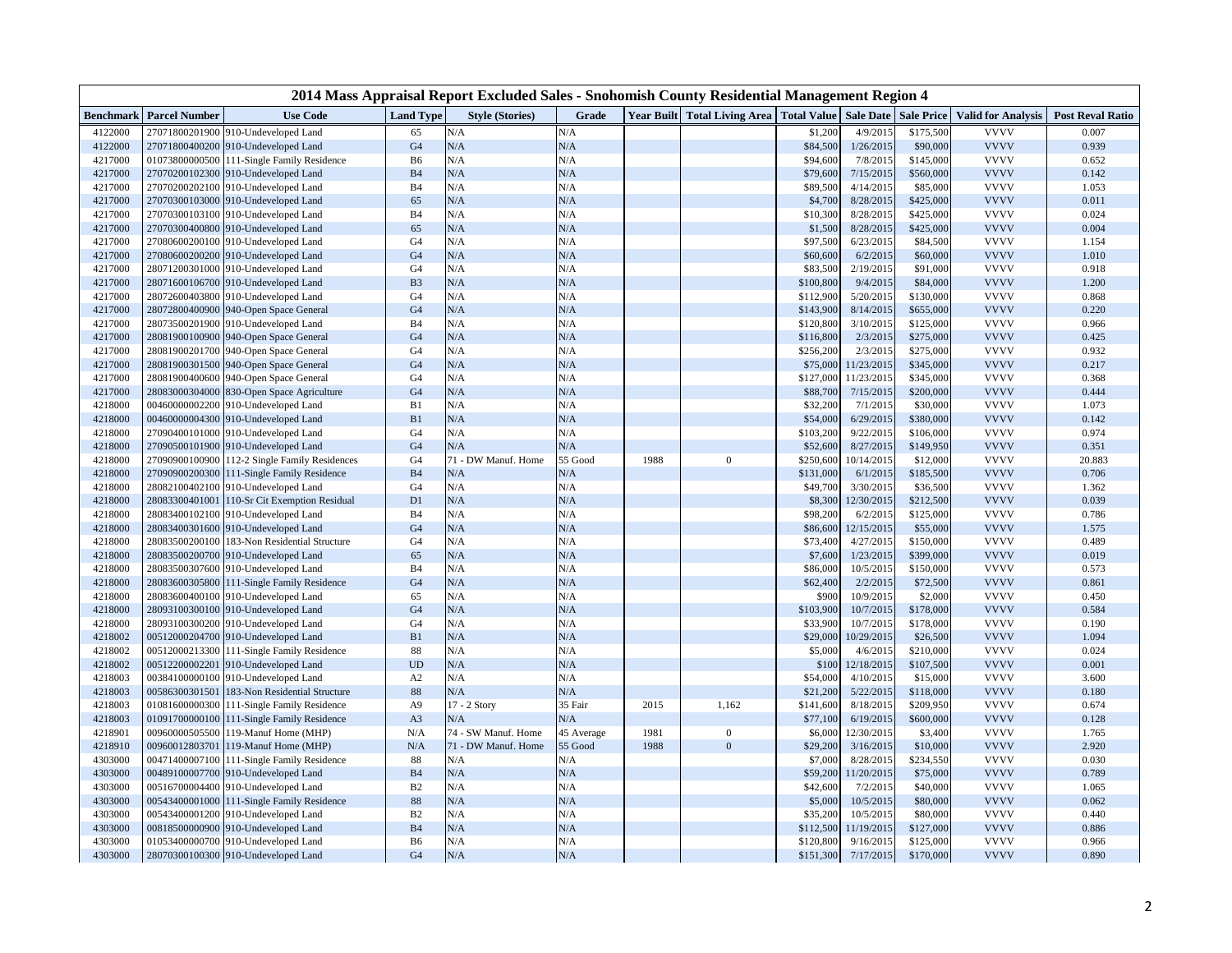# 2014 Mass Appraisal Report Excluded Sales - Snohomish County Residential Management Region 4

| Benchmark | Parcel Number | Use Code | Land Type | Style (Stories) | Grade | Year Built | Total Living Area | Total Value | Sale Date | Sale Price | Valid for Analysis | Post Reval Ratio |
|---|---|---|---|---|---|---|---|---|---|---|---|---|
| 4122000 | 27071800201900 | 910-Undeveloped Land | 65 | N/A | N/A | | | $1,200 | 4/9/2015 | $175,500 | VVVV | 0.007 |
| 4122000 | 27071800400200 | 910-Undeveloped Land | G4 | N/A | N/A | | | $84,500 | 1/26/2015 | $90,000 | VVVV | 0.939 |
| 4217000 | 01073800000500 | 111-Single Family Residence | B6 | N/A | N/A | | | $94,600 | 7/8/2015 | $145,000 | VVVV | 0.652 |
| 4217000 | 27070200102300 | 910-Undeveloped Land | B4 | N/A | N/A | | | $79,600 | 7/15/2015 | $560,000 | VVVV | 0.142 |
| 4217000 | 27070200202100 | 910-Undeveloped Land | B4 | N/A | N/A | | | $89,500 | 4/14/2015 | $85,000 | VVVV | 1.053 |
| 4217000 | 27070300103000 | 910-Undeveloped Land | 65 | N/A | N/A | | | $4,700 | 8/28/2015 | $425,000 | VVVV | 0.011 |
| 4217000 | 27070300103100 | 910-Undeveloped Land | B4 | N/A | N/A | | | $10,300 | 8/28/2015 | $425,000 | VVVV | 0.024 |
| 4217000 | 27070300400800 | 910-Undeveloped Land | 65 | N/A | N/A | | | $1,500 | 8/28/2015 | $425,000 | VVVV | 0.004 |
| 4217000 | 27080600200100 | 910-Undeveloped Land | G4 | N/A | N/A | | | $97,500 | 6/23/2015 | $84,500 | VVVV | 1.154 |
| 4217000 | 27080600200200 | 910-Undeveloped Land | G4 | N/A | N/A | | | $60,600 | 6/2/2015 | $60,000 | VVVV | 1.010 |
| 4217000 | 28071200301000 | 910-Undeveloped Land | G4 | N/A | N/A | | | $83,500 | 2/19/2015 | $91,000 | VVVV | 0.918 |
| 4217000 | 28071600106700 | 910-Undeveloped Land | B3 | N/A | N/A | | | $100,800 | 9/4/2015 | $84,000 | VVVV | 1.200 |
| 4217000 | 28072600403800 | 910-Undeveloped Land | G4 | N/A | N/A | | | $112,900 | 5/20/2015 | $130,000 | VVVV | 0.868 |
| 4217000 | 28072800400900 | 940-Open Space General | G4 | N/A | N/A | | | $143,900 | 8/14/2015 | $655,000 | VVVV | 0.220 |
| 4217000 | 28073500201900 | 910-Undeveloped Land | B4 | N/A | N/A | | | $120,800 | 3/10/2015 | $125,000 | VVVV | 0.966 |
| 4217000 | 28081900100900 | 940-Open Space General | G4 | N/A | N/A | | | $116,800 | 2/3/2015 | $275,000 | VVVV | 0.425 |
| 4217000 | 28081900201700 | 940-Open Space General | G4 | N/A | N/A | | | $256,200 | 2/3/2015 | $275,000 | VVVV | 0.932 |
| 4217000 | 28081900301500 | 940-Open Space General | G4 | N/A | N/A | | | $75,000 | 11/23/2015 | $345,000 | VVVV | 0.217 |
| 4217000 | 28081900400600 | 940-Open Space General | G4 | N/A | N/A | | | $127,000 | 11/23/2015 | $345,000 | VVVV | 0.368 |
| 4217000 | 28083000304000 | 830-Open Space Agriculture | G4 | N/A | N/A | | | $88,700 | 7/15/2015 | $200,000 | VVVV | 0.444 |
| 4218000 | 00460000002200 | 910-Undeveloped Land | B1 | N/A | N/A | | | $32,200 | 7/1/2015 | $30,000 | VVVV | 1.073 |
| 4218000 | 00460000004300 | 910-Undeveloped Land | B1 | N/A | N/A | | | $54,000 | 6/29/2015 | $380,000 | VVVV | 0.142 |
| 4218000 | 27090400101000 | 910-Undeveloped Land | G4 | N/A | N/A | | | $103,200 | 9/22/2015 | $106,000 | VVVV | 0.974 |
| 4218000 | 27090500101900 | 910-Undeveloped Land | G4 | N/A | N/A | | | $52,600 | 8/27/2015 | $149,950 | VVVV | 0.351 |
| 4218000 | 27090900100900 | 112-2 Single Family Residences | G4 | 71 - DW Manuf. Home | 55 Good | 1988 | 0 | $250,600 | 10/14/2015 | $12,000 | VVVV | 20.883 |
| 4218000 | 27090900200300 | 111-Single Family Residence | B4 | N/A | N/A | | | $131,000 | 6/1/2015 | $185,500 | VVVV | 0.706 |
| 4218000 | 28082100402100 | 910-Undeveloped Land | G4 | N/A | N/A | | | $49,700 | 3/30/2015 | $36,500 | VVVV | 1.362 |
| 4218000 | 28083300401001 | 110-Sr Cit Exemption Residual | D1 | N/A | N/A | | | $8,300 | 12/30/2015 | $212,500 | VVVV | 0.039 |
| 4218000 | 28083400102100 | 910-Undeveloped Land | B4 | N/A | N/A | | | $98,200 | 6/2/2015 | $125,000 | VVVV | 0.786 |
| 4218000 | 28083400301600 | 910-Undeveloped Land | G4 | N/A | N/A | | | $86,600 | 12/15/2015 | $55,000 | VVVV | 1.575 |
| 4218000 | 28083500200100 | 183-Non Residential Structure | G4 | N/A | N/A | | | $73,400 | 4/27/2015 | $150,000 | VVVV | 0.489 |
| 4218000 | 28083500200700 | 910-Undeveloped Land | 65 | N/A | N/A | | | $7,600 | 1/23/2015 | $399,000 | VVVV | 0.019 |
| 4218000 | 28083500307600 | 910-Undeveloped Land | B4 | N/A | N/A | | | $86,000 | 10/5/2015 | $150,000 | VVVV | 0.573 |
| 4218000 | 28083600305800 | 111-Single Family Residence | G4 | N/A | N/A | | | $62,400 | 2/2/2015 | $72,500 | VVVV | 0.861 |
| 4218000 | 28083600400100 | 910-Undeveloped Land | 65 | N/A | N/A | | | $900 | 10/9/2015 | $2,000 | VVVV | 0.450 |
| 4218000 | 28093100300100 | 910-Undeveloped Land | G4 | N/A | N/A | | | $103,900 | 10/7/2015 | $178,000 | VVVV | 0.584 |
| 4218000 | 28093100300200 | 910-Undeveloped Land | G4 | N/A | N/A | | | $33,900 | 10/7/2015 | $178,000 | VVVV | 0.190 |
| 4218002 | 00512000204700 | 910-Undeveloped Land | B1 | N/A | N/A | | | $29,000 | 10/29/2015 | $26,500 | VVVV | 1.094 |
| 4218002 | 00512000213300 | 111-Single Family Residence | 88 | N/A | N/A | | | $5,000 | 4/6/2015 | $210,000 | VVVV | 0.024 |
| 4218002 | 00512200002201 | 910-Undeveloped Land | UD | N/A | N/A | | | $100 | 12/18/2015 | $107,500 | VVVV | 0.001 |
| 4218003 | 00384100000100 | 910-Undeveloped Land | A2 | N/A | N/A | | | $54,000 | 4/10/2015 | $15,000 | VVVV | 3.600 |
| 4218003 | 00586300301501 | 183-Non Residential Structure | 88 | N/A | N/A | | | $21,200 | 5/22/2015 | $118,000 | VVVV | 0.180 |
| 4218003 | 01081600000300 | 111-Single Family Residence | A9 | 17 - 2 Story | 35 Fair | 2015 | 1,162 | $141,600 | 8/18/2015 | $209,950 | VVVV | 0.674 |
| 4218003 | 01091700000100 | 111-Single Family Residence | A3 | N/A | N/A | | | $77,100 | 6/19/2015 | $600,000 | VVVV | 0.128 |
| 4218901 | 00960000505500 | 119-Manuf Home (MHP) | N/A | 74 - SW Manuf. Home | 45 Average | 1981 | 0 | $6,000 | 12/30/2015 | $3,400 | VVVV | 1.765 |
| 4218910 | 00960012803701 | 119-Manuf Home (MHP) | N/A | 71 - DW Manuf. Home | 55 Good | 1988 | 0 | $29,200 | 3/16/2015 | $10,000 | VVVV | 2.920 |
| 4303000 | 00471400007100 | 111-Single Family Residence | 88 | N/A | N/A | | | $7,000 | 8/28/2015 | $234,550 | VVVV | 0.030 |
| 4303000 | 00489100007700 | 910-Undeveloped Land | B4 | N/A | N/A | | | $59,200 | 11/20/2015 | $75,000 | VVVV | 0.789 |
| 4303000 | 00516700004400 | 910-Undeveloped Land | B2 | N/A | N/A | | | $42,600 | 7/2/2015 | $40,000 | VVVV | 1.065 |
| 4303000 | 00543400001000 | 111-Single Family Residence | 88 | N/A | N/A | | | $5,000 | 10/5/2015 | $80,000 | VVVV | 0.062 |
| 4303000 | 00543400001200 | 910-Undeveloped Land | B2 | N/A | N/A | | | $35,200 | 10/5/2015 | $80,000 | VVVV | 0.440 |
| 4303000 | 00818500000900 | 910-Undeveloped Land | B4 | N/A | N/A | | | $112,500 | 11/19/2015 | $127,000 | VVVV | 0.886 |
| 4303000 | 01053400000700 | 910-Undeveloped Land | B6 | N/A | N/A | | | $120,800 | 9/16/2015 | $125,000 | VVVV | 0.966 |
| 4303000 | 28070300100300 | 910-Undeveloped Land | G4 | N/A | N/A | | | $151,300 | 7/17/2015 | $170,000 | VVVV | 0.890 |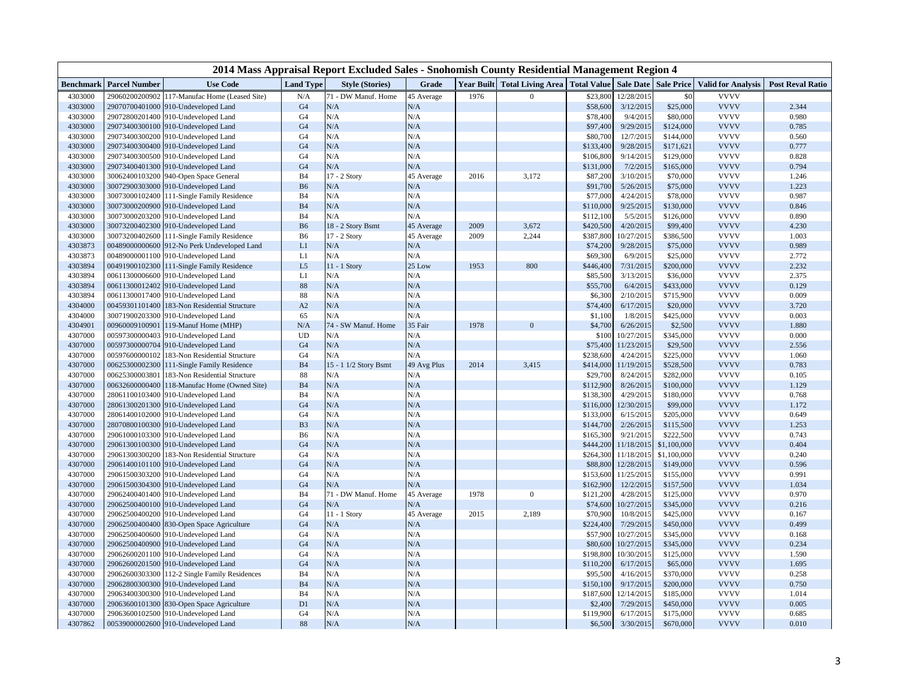# 2014 Mass Appraisal Report Excluded Sales - Snohomish County Residential Management Region 4

| Benchmark | Parcel Number | Use Code | Land Type | Style (Stories) | Grade | Year Built | Total Living Area | Total Value | Sale Date | Sale Price | Valid for Analysis | Post Reval Ratio |
|---|---|---|---|---|---|---|---|---|---|---|---|---|
| 4303000 | 29060200200902 | 117-Manufac Home (Leased Site) | N/A | 71 - DW Manuf. Home | 45 Average | 1976 | 0 | $23,800 | 12/28/2015 | $0 | VVVV | |
| 4303000 | 29070700401000 | 910-Undeveloped Land | G4 | N/A | N/A | | | $58,600 | 3/12/2015 | $25,000 | VVVV | 2.344 |
| 4303000 | 29072800201400 | 910-Undeveloped Land | G4 | N/A | N/A | | | $78,400 | 9/4/2015 | $80,000 | VVVV | 0.980 |
| 4303000 | 29073400300100 | 910-Undeveloped Land | G4 | N/A | N/A | | | $97,400 | 9/29/2015 | $124,000 | VVVV | 0.785 |
| 4303000 | 29073400300200 | 910-Undeveloped Land | G4 | N/A | N/A | | | $80,700 | 12/7/2015 | $144,000 | VVVV | 0.560 |
| 4303000 | 29073400300400 | 910-Undeveloped Land | G4 | N/A | N/A | | | $133,400 | 9/28/2015 | $171,621 | VVVV | 0.777 |
| 4303000 | 29073400300500 | 910-Undeveloped Land | G4 | N/A | N/A | | | $106,800 | 9/14/2015 | $129,000 | VVVV | 0.828 |
| 4303000 | 29073400401300 | 910-Undeveloped Land | G4 | N/A | N/A | | | $131,000 | 7/2/2015 | $165,000 | VVVV | 0.794 |
| 4303000 | 30062400103200 | 940-Open Space General | B4 | 17 - 2 Story | 45 Average | 2016 | 3,172 | $87,200 | 3/10/2015 | $70,000 | VVVV | 1.246 |
| 4303000 | 30072900303000 | 910-Undeveloped Land | B6 | N/A | N/A | | | $91,700 | 5/26/2015 | $75,000 | VVVV | 1.223 |
| 4303000 | 30073000102400 | 111-Single Family Residence | B4 | N/A | N/A | | | $77,000 | 4/24/2015 | $78,000 | VVVV | 0.987 |
| 4303000 | 30073000200900 | 910-Undeveloped Land | B4 | N/A | N/A | | | $110,000 | 9/25/2015 | $130,000 | VVVV | 0.846 |
| 4303000 | 30073000203200 | 910-Undeveloped Land | B4 | N/A | N/A | | | $112,100 | 5/5/2015 | $126,000 | VVVV | 0.890 |
| 4303000 | 30073200402300 | 910-Undeveloped Land | B6 | 18 - 2 Story Bsmt | 45 Average | 2009 | 3,672 | $420,500 | 4/20/2015 | $99,400 | VVVV | 4.230 |
| 4303000 | 30073200402600 | 111-Single Family Residence | B6 | 17 - 2 Story | 45 Average | 2009 | 2,244 | $387,800 | 10/27/2015 | $386,500 | VVVV | 1.003 |
| 4303873 | 00489000000600 | 912-No Perk Undeveloped Land | L1 | N/A | N/A | | | $74,200 | 9/28/2015 | $75,000 | VVVV | 0.989 |
| 4303873 | 00489000001100 | 910-Undeveloped Land | L1 | N/A | N/A | | | $69,300 | 6/9/2015 | $25,000 | VVVV | 2.772 |
| 4303894 | 00491900102300 | 111-Single Family Residence | L5 | 11 - 1 Story | 25 Low | 1953 | 800 | $446,400 | 7/31/2015 | $200,000 | VVVV | 2.232 |
| 4303894 | 00611300006600 | 910-Undeveloped Land | L1 | N/A | N/A | | | $85,500 | 3/13/2015 | $36,000 | VVVV | 2.375 |
| 4303894 | 00611300012402 | 910-Undeveloped Land | 88 | N/A | N/A | | | $55,700 | 6/4/2015 | $433,000 | VVVV | 0.129 |
| 4303894 | 00611300017400 | 910-Undeveloped Land | 88 | N/A | N/A | | | $6,300 | 2/10/2015 | $715,900 | VVVV | 0.009 |
| 4304000 | 00459301101400 | 183-Non Residential Structure | A2 | N/A | N/A | | | $74,400 | 6/17/2015 | $20,000 | VVVV | 3.720 |
| 4304000 | 30071900203300 | 910-Undeveloped Land | 65 | N/A | N/A | | | $1,100 | 1/8/2015 | $425,000 | VVVV | 0.003 |
| 4304901 | 00960009100901 | 119-Manuf Home (MHP) | N/A | 74 - SW Manuf. Home | 35 Fair | 1978 | 0 | $4,700 | 6/26/2015 | $2,500 | VVVV | 1.880 |
| 4307000 | 00597300000403 | 910-Undeveloped Land | UD | N/A | N/A | | | $100 | 10/27/2015 | $345,000 | VVVV | 0.000 |
| 4307000 | 00597300000704 | 910-Undeveloped Land | G4 | N/A | N/A | | | $75,400 | 11/23/2015 | $29,500 | VVVV | 2.556 |
| 4307000 | 00597600000102 | 183-Non Residential Structure | G4 | N/A | N/A | | | $238,600 | 4/24/2015 | $225,000 | VVVV | 1.060 |
| 4307000 | 00625300002300 | 111-Single Family Residence | B4 | 15 - 1 1/2 Story Bsmt | 49 Avg Plus | 2014 | 3,415 | $414,000 | 11/19/2015 | $528,500 | VVVV | 0.783 |
| 4307000 | 00625300003801 | 183-Non Residential Structure | 88 | N/A | N/A | | | $29,700 | 8/24/2015 | $282,000 | VVVV | 0.105 |
| 4307000 | 00632600000400 | 118-Manufac Home (Owned Site) | B4 | N/A | N/A | | | $112,900 | 8/26/2015 | $100,000 | VVVV | 1.129 |
| 4307000 | 28061100103400 | 910-Undeveloped Land | B4 | N/A | N/A | | | $138,300 | 4/29/2015 | $180,000 | VVVV | 0.768 |
| 4307000 | 28061300201300 | 910-Undeveloped Land | G4 | N/A | N/A | | | $116,000 | 12/30/2015 | $99,000 | VVVV | 1.172 |
| 4307000 | 28061400102000 | 910-Undeveloped Land | G4 | N/A | N/A | | | $133,000 | 6/15/2015 | $205,000 | VVVV | 0.649 |
| 4307000 | 28070800100300 | 910-Undeveloped Land | B3 | N/A | N/A | | | $144,700 | 2/26/2015 | $115,500 | VVVV | 1.253 |
| 4307000 | 29061000103300 | 910-Undeveloped Land | B6 | N/A | N/A | | | $165,300 | 9/21/2015 | $222,500 | VVVV | 0.743 |
| 4307000 | 29061300100300 | 910-Undeveloped Land | G4 | N/A | N/A | | | $444,200 | 11/18/2015 | $1,100,000 | VVVV | 0.404 |
| 4307000 | 29061300300200 | 183-Non Residential Structure | G4 | N/A | N/A | | | $264,300 | 11/18/2015 | $1,100,000 | VVVV | 0.240 |
| 4307000 | 29061400101100 | 910-Undeveloped Land | G4 | N/A | N/A | | | $88,800 | 12/28/2015 | $149,000 | VVVV | 0.596 |
| 4307000 | 29061500303200 | 910-Undeveloped Land | G4 | N/A | N/A | | | $153,600 | 11/25/2015 | $155,000 | VVVV | 0.991 |
| 4307000 | 29061500304300 | 910-Undeveloped Land | G4 | N/A | N/A | | | $162,900 | 12/2/2015 | $157,500 | VVVV | 1.034 |
| 4307000 | 29062400401400 | 910-Undeveloped Land | B4 | 71 - DW Manuf. Home | 45 Average | 1978 | 0 | $121,200 | 4/28/2015 | $125,000 | VVVV | 0.970 |
| 4307000 | 29062500400100 | 910-Undeveloped Land | G4 | N/A | N/A | | | $74,600 | 10/27/2015 | $345,000 | VVVV | 0.216 |
| 4307000 | 29062500400200 | 910-Undeveloped Land | G4 | 11 - 1 Story | 45 Average | 2015 | 2,189 | $70,900 | 10/8/2015 | $425,000 | VVVV | 0.167 |
| 4307000 | 29062500400400 | 830-Open Space Agriculture | G4 | N/A | N/A | | | $224,400 | 7/29/2015 | $450,000 | VVVV | 0.499 |
| 4307000 | 29062500400600 | 910-Undeveloped Land | G4 | N/A | N/A | | | $57,900 | 10/27/2015 | $345,000 | VVVV | 0.168 |
| 4307000 | 29062500400900 | 910-Undeveloped Land | G4 | N/A | N/A | | | $80,600 | 10/27/2015 | $345,000 | VVVV | 0.234 |
| 4307000 | 29062600201100 | 910-Undeveloped Land | G4 | N/A | N/A | | | $198,800 | 10/30/2015 | $125,000 | VVVV | 1.590 |
| 4307000 | 29062600201500 | 910-Undeveloped Land | G4 | N/A | N/A | | | $110,200 | 6/17/2015 | $65,000 | VVVV | 1.695 |
| 4307000 | 29062600303300 | 112-2 Single Family Residences | B4 | N/A | N/A | | | $95,500 | 4/16/2015 | $370,000 | VVVV | 0.258 |
| 4307000 | 29062800300300 | 910-Undeveloped Land | B4 | N/A | N/A | | | $150,100 | 9/17/2015 | $200,000 | VVVV | 0.750 |
| 4307000 | 29063400300300 | 910-Undeveloped Land | B4 | N/A | N/A | | | $187,600 | 12/14/2015 | $185,000 | VVVV | 1.014 |
| 4307000 | 29063600101300 | 830-Open Space Agriculture | D1 | N/A | N/A | | | $2,400 | 7/29/2015 | $450,000 | VVVV | 0.005 |
| 4307000 | 29063600102500 | 910-Undeveloped Land | G4 | N/A | N/A | | | $119,900 | 6/17/2015 | $175,000 | VVVV | 0.685 |
| 4307862 | 00539000002600 | 910-Undeveloped Land | 88 | N/A | N/A | | | $6,500 | 3/30/2015 | $670,000 | VVVV | 0.010 |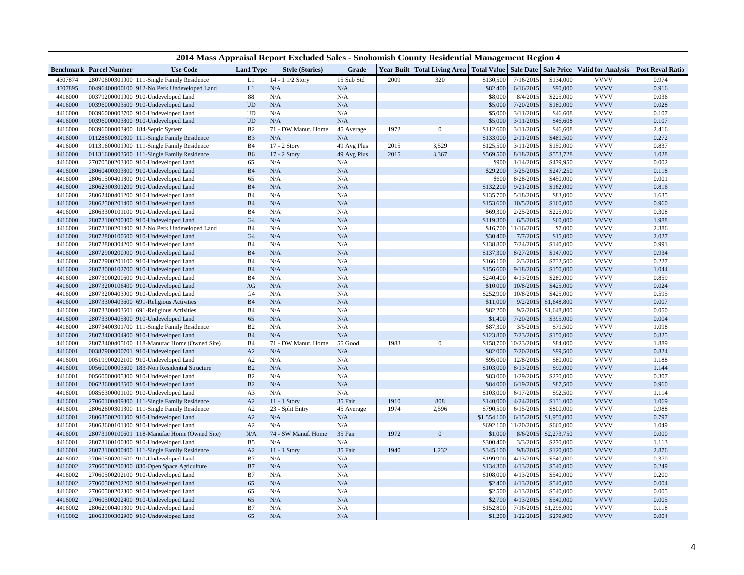## 2014 Mass Appraisal Report Excluded Sales - Snohomish County Residential Management Region 4

| Benchmark | Parcel Number | Use Code | Land Type | Style (Stories) | Grade | Year Built | Total Living Area | Total Value | Sale Date | Sale Price | Valid for Analysis | Post Reval Ratio |
|---|---|---|---|---|---|---|---|---|---|---|---|---|
| 4307874 | 28070600301000 | 111-Single Family Residence | L1 | 14 - 1 1/2 Story | 15 Sub Std | 2009 | 320 | $130,500 | 7/16/2015 | $134,000 | VVVV | 0.974 |
| 4307895 | 00496400000100 | 912-No Perk Undeveloped Land | L1 | N/A | N/A | | | $82,400 | 6/16/2015 | $90,000 | VVVV | 0.916 |
| 4416000 | 00379200001000 | 910-Undeveloped Land | 88 | N/A | N/A | | | $8,000 | 8/4/2015 | $225,000 | VVVV | 0.036 |
| 4416000 | 00396000003600 | 910-Undeveloped Land | UD | N/A | N/A | | | $5,000 | 7/20/2015 | $180,000 | VVVV | 0.028 |
| 4416000 | 00396000003700 | 910-Undeveloped Land | UD | N/A | N/A | | | $5,000 | 3/11/2015 | $46,608 | VVVV | 0.107 |
| 4416000 | 00396000003800 | 910-Undeveloped Land | UD | N/A | N/A | | | $5,000 | 3/11/2015 | $46,608 | VVVV | 0.107 |
| 4416000 | 00396000003900 | 184-Septic System | B2 | 71 - DW Manuf. Home | 45 Average | 1972 | 0 | $112,600 | 3/11/2015 | $46,608 | VVVV | 2.416 |
| 4416000 | 01128600000300 | 111-Single Family Residence | B3 | N/A | N/A | | | $133,000 | 2/11/2015 | $489,500 | VVVV | 0.272 |
| 4416000 | 01131600001900 | 111-Single Family Residence | B4 | 17 - 2 Story | 49 Avg Plus | 2015 | 3,529 | $125,500 | 3/11/2015 | $150,000 | VVVV | 0.837 |
| 4416000 | 01131600003500 | 111-Single Family Residence | B6 | 17 - 2 Story | 49 Avg Plus | 2015 | 3,367 | $569,500 | 8/18/2015 | $553,728 | VVVV | 1.028 |
| 4416000 | 27070500203000 | 910-Undeveloped Land | 65 | N/A | N/A | | | $900 | 1/14/2015 | $479,950 | VVVV | 0.002 |
| 4416000 | 28060400303800 | 910-Undeveloped Land | B4 | N/A | N/A | | | $29,200 | 3/25/2015 | $247,250 | VVVV | 0.118 |
| 4416000 | 28061500401800 | 910-Undeveloped Land | 65 | N/A | N/A | | | $600 | 8/28/2015 | $450,000 | VVVV | 0.001 |
| 4416000 | 28062300301200 | 910-Undeveloped Land | B4 | N/A | N/A | | | $132,200 | 9/21/2015 | $162,000 | VVVV | 0.816 |
| 4416000 | 28062400401200 | 910-Undeveloped Land | B4 | N/A | N/A | | | $135,700 | 5/18/2015 | $83,000 | VVVV | 1.635 |
| 4416000 | 28062500201400 | 910-Undeveloped Land | B4 | N/A | N/A | | | $153,600 | 10/5/2015 | $160,000 | VVVV | 0.960 |
| 4416000 | 28063300101100 | 910-Undeveloped Land | B4 | N/A | N/A | | | $69,300 | 2/25/2015 | $225,000 | VVVV | 0.308 |
| 4416000 | 28072100200300 | 910-Undeveloped Land | G4 | N/A | N/A | | | $119,300 | 6/5/2015 | $60,000 | VVVV | 1.988 |
| 4416000 | 28072100201400 | 912-No Perk Undeveloped Land | B4 | N/A | N/A | | | $16,700 | 11/16/2015 | $7,000 | VVVV | 2.386 |
| 4416000 | 28072800100600 | 910-Undeveloped Land | G4 | N/A | N/A | | | $30,400 | 7/7/2015 | $15,000 | VVVV | 2.027 |
| 4416000 | 28072800304200 | 910-Undeveloped Land | B4 | N/A | N/A | | | $138,800 | 7/24/2015 | $140,000 | VVVV | 0.991 |
| 4416000 | 28072900200900 | 910-Undeveloped Land | B4 | N/A | N/A | | | $137,300 | 8/27/2015 | $147,000 | VVVV | 0.934 |
| 4416000 | 28072900201100 | 910-Undeveloped Land | B4 | N/A | N/A | | | $166,100 | 2/3/2015 | $732,500 | VVVV | 0.227 |
| 4416000 | 28073000102700 | 910-Undeveloped Land | B4 | N/A | N/A | | | $156,600 | 9/18/2015 | $150,000 | VVVV | 1.044 |
| 4416000 | 28073000200600 | 910-Undeveloped Land | B4 | N/A | N/A | | | $240,400 | 4/13/2015 | $280,000 | VVVV | 0.859 |
| 4416000 | 28073200106400 | 910-Undeveloped Land | AG | N/A | N/A | | | $10,000 | 10/8/2015 | $425,000 | VVVV | 0.024 |
| 4416000 | 28073200403900 | 910-Undeveloped Land | G4 | N/A | N/A | | | $252,900 | 10/8/2015 | $425,000 | VVVV | 0.595 |
| 4416000 | 28073300403600 | 691-Religious Activities | B4 | N/A | N/A | | | $11,000 | 9/2/2015 | $1,648,800 | VVVV | 0.007 |
| 4416000 | 28073300403601 | 691-Religious Activities | B4 | N/A | N/A | | | $82,200 | 9/2/2015 | $1,648,800 | VVVV | 0.050 |
| 4416000 | 28073300405800 | 910-Undeveloped Land | 65 | N/A | N/A | | | $1,400 | 7/20/2015 | $395,000 | VVVV | 0.004 |
| 4416000 | 28073400301700 | 111-Single Family Residence | B2 | N/A | N/A | | | $87,300 | 3/5/2015 | $79,500 | VVVV | 1.098 |
| 4416000 | 28073400304900 | 910-Undeveloped Land | B4 | N/A | N/A | | | $123,800 | 7/23/2015 | $150,000 | VVVV | 0.825 |
| 4416000 | 28073400405100 | 118-Manufac Home (Owned Site) | B4 | 71 - DW Manuf. Home | 55 Good | 1983 | 0 | $158,700 | 10/23/2015 | $84,000 | VVVV | 1.889 |
| 4416001 | 00387900000701 | 910-Undeveloped Land | A2 | N/A | N/A | | | $82,000 | 7/20/2015 | $99,500 | VVVV | 0.824 |
| 4416001 | 00519900202100 | 910-Undeveloped Land | A2 | N/A | N/A | | | $95,000 | 12/8/2015 | $80,000 | VVVV | 1.188 |
| 4416001 | 00560000003600 | 183-Non Residential Structure | B2 | N/A | N/A | | | $103,000 | 8/13/2015 | $90,000 | VVVV | 1.144 |
| 4416001 | 00560000005300 | 910-Undeveloped Land | B2 | N/A | N/A | | | $83,000 | 1/29/2015 | $270,000 | VVVV | 0.307 |
| 4416001 | 00623600003600 | 910-Undeveloped Land | B2 | N/A | N/A | | | $84,000 | 6/19/2015 | $87,500 | VVVV | 0.960 |
| 4416001 | 00856300001100 | 910-Undeveloped Land | A3 | N/A | N/A | | | $103,000 | 6/17/2015 | $92,500 | VVVV | 1.114 |
| 4416001 | 27060100409800 | 111-Single Family Residence | A2 | 11 - 1 Story | 35 Fair | 1910 | 808 | $140,000 | 4/24/2015 | $131,000 | VVVV | 1.069 |
| 4416001 | 28062600301300 | 111-Single Family Residence | A2 | 23 - Split Entry | 45 Average | 1974 | 2,596 | $790,500 | 6/15/2015 | $800,000 | VVVV | 0.988 |
| 4416001 | 28063500201000 | 910-Undeveloped Land | A2 | N/A | N/A | | | $1,554,100 | 6/15/2015 | $1,950,000 | VVVV | 0.797 |
| 4416001 | 28063600101000 | 910-Undeveloped Land | A2 | N/A | N/A | | | $692,100 | 11/20/2015 | $660,000 | VVVV | 1.049 |
| 4416001 | 28073100100601 | 118-Manufac Home (Owned Site) | N/A | 74 - SW Manuf. Home | 35 Fair | 1972 | 0 | $1,000 | 8/6/2015 | $2,273,750 | VVVV | 0.000 |
| 4416001 | 28073100100800 | 910-Undeveloped Land | B5 | N/A | N/A | | | $300,400 | 3/3/2015 | $270,000 | VVVV | 1.113 |
| 4416001 | 28073100300400 | 111-Single Family Residence | A2 | 11 - 1 Story | 35 Fair | 1940 | 1,232 | $345,100 | 9/8/2015 | $120,000 | VVVV | 2.876 |
| 4416002 | 27060500200500 | 910-Undeveloped Land | B7 | N/A | N/A | | | $199,900 | 4/13/2015 | $540,000 | VVVV | 0.370 |
| 4416002 | 27060500200800 | 830-Open Space Agriculture | B7 | N/A | N/A | | | $134,300 | 4/13/2015 | $540,000 | VVVV | 0.249 |
| 4416002 | 27060500202100 | 910-Undeveloped Land | B7 | N/A | N/A | | | $108,000 | 4/13/2015 | $540,000 | VVVV | 0.200 |
| 4416002 | 27060500202200 | 910-Undeveloped Land | 65 | N/A | N/A | | | $2,400 | 4/13/2015 | $540,000 | VVVV | 0.004 |
| 4416002 | 27060500202300 | 910-Undeveloped Land | 65 | N/A | N/A | | | $2,500 | 4/13/2015 | $540,000 | VVVV | 0.005 |
| 4416002 | 27060500202400 | 910-Undeveloped Land | 65 | N/A | N/A | | | $2,700 | 4/13/2015 | $540,000 | VVVV | 0.005 |
| 4416002 | 28062900401300 | 910-Undeveloped Land | B7 | N/A | N/A | | | $152,800 | 7/16/2015 | $1,296,000 | VVVV | 0.118 |
| 4416002 | 28063300302900 | 910-Undeveloped Land | 65 | N/A | N/A | | | $1,200 | 1/22/2015 | $279,900 | VVVV | 0.004 |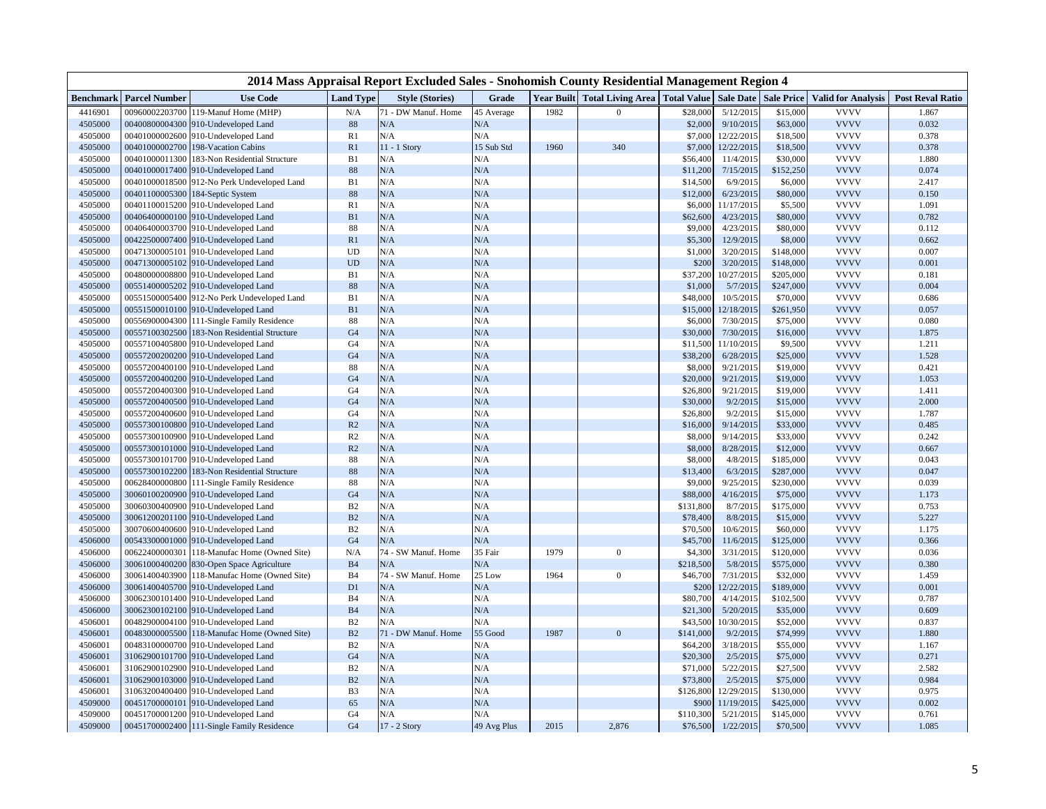## 2014 Mass Appraisal Report Excluded Sales - Snohomish County Residential Management Region 4

| Benchmark | Parcel Number | Use Code | Land Type | Style (Stories) | Grade | Year Built | Total Living Area | Total Value | Sale Date | Sale Price | Valid for Analysis | Post Reval Ratio |
|---|---|---|---|---|---|---|---|---|---|---|---|---|
| 4416901 | 00960002203700 | 119-Manuf Home (MHP) | N/A | 71 - DW Manuf. Home | 45 Average | 1982 | 0 | $28,000 | 5/12/2015 | $15,000 | VVVV | 1.867 |
| 4505000 | 00400800004300 | 910-Undeveloped Land | 88 | N/A | N/A | | | $2,000 | 9/10/2015 | $63,000 | VVVV | 0.032 |
| 4505000 | 00401000002600 | 910-Undeveloped Land | R1 | N/A | N/A | | | $7,000 | 12/22/2015 | $18,500 | VVVV | 0.378 |
| 4505000 | 00401000002700 | 198-Vacation Cabins | R1 | 11 - 1 Story | 15 Sub Std | 1960 | 340 | $7,000 | 12/22/2015 | $18,500 | VVVV | 0.378 |
| 4505000 | 00401000011300 | 183-Non Residential Structure | B1 | N/A | N/A | | | $56,400 | 11/4/2015 | $30,000 | VVVV | 1.880 |
| 4505000 | 00401000017400 | 910-Undeveloped Land | 88 | N/A | N/A | | | $11,200 | 7/15/2015 | $152,250 | VVVV | 0.074 |
| 4505000 | 00401000018500 | 912-No Perk Undeveloped Land | B1 | N/A | N/A | | | $14,500 | 6/9/2015 | $6,000 | VVVV | 2.417 |
| 4505000 | 00401100005300 | 184-Septic System | 88 | N/A | N/A | | | $12,000 | 6/23/2015 | $80,000 | VVVV | 0.150 |
| 4505000 | 00401100015200 | 910-Undeveloped Land | R1 | N/A | N/A | | | $6,000 | 11/17/2015 | $5,500 | VVVV | 1.091 |
| 4505000 | 00406400000100 | 910-Undeveloped Land | B1 | N/A | N/A | | | $62,600 | 4/23/2015 | $80,000 | VVVV | 0.782 |
| 4505000 | 00406400003700 | 910-Undeveloped Land | 88 | N/A | N/A | | | $9,000 | 4/23/2015 | $80,000 | VVVV | 0.112 |
| 4505000 | 00422500007400 | 910-Undeveloped Land | R1 | N/A | N/A | | | $5,300 | 12/9/2015 | $8,000 | VVVV | 0.662 |
| 4505000 | 00471300005101 | 910-Undeveloped Land | UD | N/A | N/A | | | $1,000 | 3/20/2015 | $148,000 | VVVV | 0.007 |
| 4505000 | 00471300005102 | 910-Undeveloped Land | UD | N/A | N/A | | | $200 | 3/20/2015 | $148,000 | VVVV | 0.001 |
| 4505000 | 00480000008800 | 910-Undeveloped Land | B1 | N/A | N/A | | | $37,200 | 10/27/2015 | $205,000 | VVVV | 0.181 |
| 4505000 | 00551400005202 | 910-Undeveloped Land | 88 | N/A | N/A | | | $1,000 | 5/7/2015 | $247,000 | VVVV | 0.004 |
| 4505000 | 00551500005400 | 912-No Perk Undeveloped Land | B1 | N/A | N/A | | | $48,000 | 10/5/2015 | $70,000 | VVVV | 0.686 |
| 4505000 | 00551500010100 | 910-Undeveloped Land | B1 | N/A | N/A | | | $15,000 | 12/18/2015 | $261,950 | VVVV | 0.057 |
| 4505000 | 00556900004300 | 111-Single Family Residence | 88 | N/A | N/A | | | $6,000 | 7/30/2015 | $75,000 | VVVV | 0.080 |
| 4505000 | 00557100302500 | 183-Non Residential Structure | G4 | N/A | N/A | | | $30,000 | 7/30/2015 | $16,000 | VVVV | 1.875 |
| 4505000 | 00557100405800 | 910-Undeveloped Land | G4 | N/A | N/A | | | $11,500 | 11/10/2015 | $9,500 | VVVV | 1.211 |
| 4505000 | 00557200200200 | 910-Undeveloped Land | G4 | N/A | N/A | | | $38,200 | 6/28/2015 | $25,000 | VVVV | 1.528 |
| 4505000 | 00557200400100 | 910-Undeveloped Land | 88 | N/A | N/A | | | $8,000 | 9/21/2015 | $19,000 | VVVV | 0.421 |
| 4505000 | 00557200400200 | 910-Undeveloped Land | G4 | N/A | N/A | | | $20,000 | 9/21/2015 | $19,000 | VVVV | 1.053 |
| 4505000 | 00557200400300 | 910-Undeveloped Land | G4 | N/A | N/A | | | $26,800 | 9/21/2015 | $19,000 | VVVV | 1.411 |
| 4505000 | 00557200400500 | 910-Undeveloped Land | G4 | N/A | N/A | | | $30,000 | 9/2/2015 | $15,000 | VVVV | 2.000 |
| 4505000 | 00557200400600 | 910-Undeveloped Land | G4 | N/A | N/A | | | $26,800 | 9/2/2015 | $15,000 | VVVV | 1.787 |
| 4505000 | 00557300100800 | 910-Undeveloped Land | R2 | N/A | N/A | | | $16,000 | 9/14/2015 | $33,000 | VVVV | 0.485 |
| 4505000 | 00557300100900 | 910-Undeveloped Land | R2 | N/A | N/A | | | $8,000 | 9/14/2015 | $33,000 | VVVV | 0.242 |
| 4505000 | 00557300101000 | 910-Undeveloped Land | R2 | N/A | N/A | | | $8,000 | 8/28/2015 | $12,000 | VVVV | 0.667 |
| 4505000 | 00557300101700 | 910-Undeveloped Land | 88 | N/A | N/A | | | $8,000 | 4/8/2015 | $185,000 | VVVV | 0.043 |
| 4505000 | 00557300102200 | 183-Non Residential Structure | 88 | N/A | N/A | | | $13,400 | 6/3/2015 | $287,000 | VVVV | 0.047 |
| 4505000 | 00628400000800 | 111-Single Family Residence | 88 | N/A | N/A | | | $9,000 | 9/25/2015 | $230,000 | VVVV | 0.039 |
| 4505000 | 30060100200900 | 910-Undeveloped Land | G4 | N/A | N/A | | | $88,000 | 4/16/2015 | $75,000 | VVVV | 1.173 |
| 4505000 | 30060300400900 | 910-Undeveloped Land | B2 | N/A | N/A | | | $131,800 | 8/7/2015 | $175,000 | VVVV | 0.753 |
| 4505000 | 30061200201100 | 910-Undeveloped Land | B2 | N/A | N/A | | | $78,400 | 8/8/2015 | $15,000 | VVVV | 5.227 |
| 4505000 | 30070600400600 | 910-Undeveloped Land | B2 | N/A | N/A | | | $70,500 | 10/6/2015 | $60,000 | VVVV | 1.175 |
| 4506000 | 00543300001000 | 910-Undeveloped Land | G4 | N/A | N/A | | | $45,700 | 11/6/2015 | $125,000 | VVVV | 0.366 |
| 4506000 | 00622400000301 | 118-Manufac Home (Owned Site) | N/A | 74 - SW Manuf. Home | 35 Fair | 1979 | 0 | $4,300 | 3/31/2015 | $120,000 | VVVV | 0.036 |
| 4506000 | 30061000400200 | 830-Open Space Agriculture | B4 | N/A | N/A | | | $218,500 | 5/8/2015 | $575,000 | VVVV | 0.380 |
| 4506000 | 30061400403900 | 118-Manufac Home (Owned Site) | B4 | 74 - SW Manuf. Home | 25 Low | 1964 | 0 | $46,700 | 7/31/2015 | $32,000 | VVVV | 1.459 |
| 4506000 | 30061400405700 | 910-Undeveloped Land | D1 | N/A | N/A | | | $200 | 12/22/2015 | $189,000 | VVVV | 0.001 |
| 4506000 | 30062300101400 | 910-Undeveloped Land | B4 | N/A | N/A | | | $80,700 | 4/14/2015 | $102,500 | VVVV | 0.787 |
| 4506000 | 30062300102100 | 910-Undeveloped Land | B4 | N/A | N/A | | | $21,300 | 5/20/2015 | $35,000 | VVVV | 0.609 |
| 4506001 | 00482900004100 | 910-Undeveloped Land | B2 | N/A | N/A | | | $43,500 | 10/30/2015 | $52,000 | VVVV | 0.837 |
| 4506001 | 00483000005500 | 118-Manufac Home (Owned Site) | B2 | 71 - DW Manuf. Home | 55 Good | 1987 | 0 | $141,000 | 9/2/2015 | $74,999 | VVVV | 1.880 |
| 4506001 | 00483100000700 | 910-Undeveloped Land | B2 | N/A | N/A | | | $64,200 | 3/18/2015 | $55,000 | VVVV | 1.167 |
| 4506001 | 31062900101700 | 910-Undeveloped Land | G4 | N/A | N/A | | | $20,300 | 2/5/2015 | $75,000 | VVVV | 0.271 |
| 4506001 | 31062900102900 | 910-Undeveloped Land | B2 | N/A | N/A | | | $71,000 | 5/22/2015 | $27,500 | VVVV | 2.582 |
| 4506001 | 31062900103000 | 910-Undeveloped Land | B2 | N/A | N/A | | | $73,800 | 2/5/2015 | $75,000 | VVVV | 0.984 |
| 4506001 | 31063200400400 | 910-Undeveloped Land | B3 | N/A | N/A | | | $126,800 | 12/29/2015 | $130,000 | VVVV | 0.975 |
| 4509000 | 00451700000101 | 910-Undeveloped Land | 65 | N/A | N/A | | | $900 | 11/19/2015 | $425,000 | VVVV | 0.002 |
| 4509000 | 00451700001200 | 910-Undeveloped Land | G4 | N/A | N/A | | | $110,300 | 5/21/2015 | $145,000 | VVVV | 0.761 |
| 4509000 | 00451700002400 | 111-Single Family Residence | G4 | 17 - 2 Story | 49 Avg Plus | 2015 | 2,876 | $76,500 | 1/22/2015 | $70,500 | VVVV | 1.085 |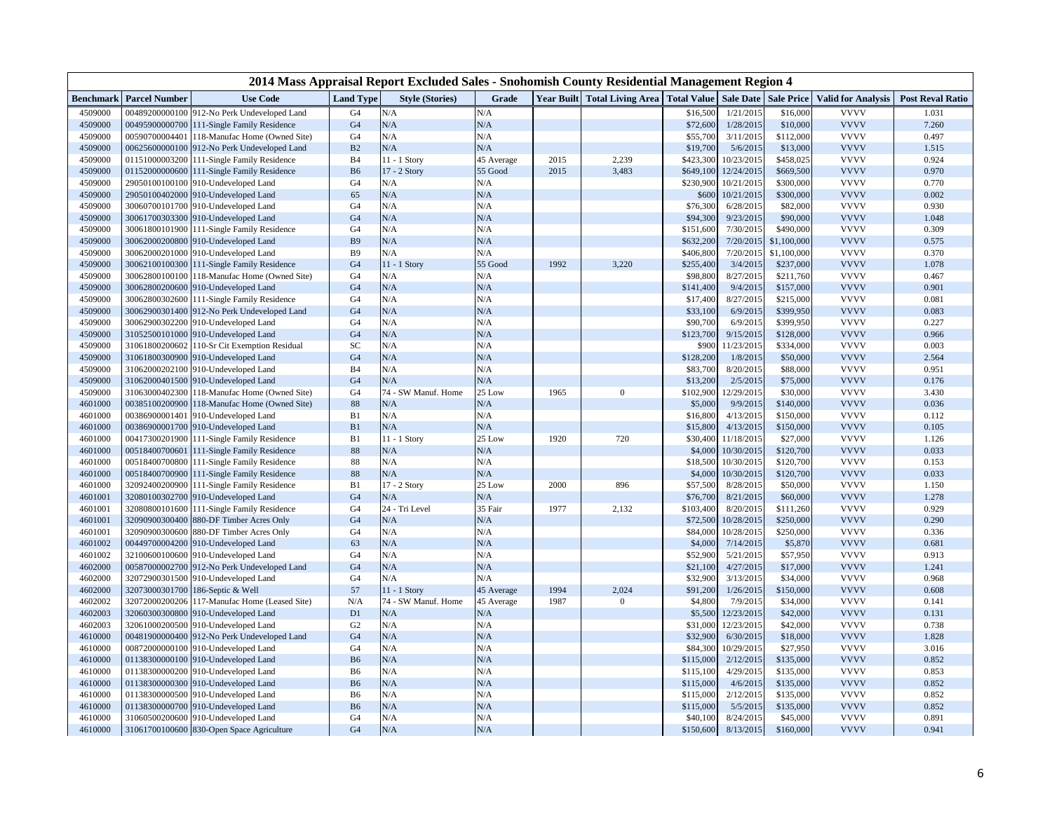| 2014 Mass Appraisal Report Excluded Sales - Snohomish County Residential Management Region 4 | | | | | | | | | | | | | |
|---|---|---|---|---|---|---|---|---|---|---|---|---|---|
| **Benchmark** | **Parcel Number** | **Use Code** | **Land Type** | **Style (Stories)** | **Grade** | **Year Built** | **Total Living Area** | **Total Value** | **Sale Date** | **Sale Price** | **Valid for Analysis** | **Post Reval Ratio** |
| 4509000 | 00489200000100 | 912-No Perk Undeveloped Land | G4 | N/A | N/A | | | $16,500 | 1/21/2015 | $16,000 | VVVV | 1.031 |
| 4509000 | 00495900000700 | 111-Single Family Residence | G4 | N/A | N/A | | | $72,600 | 1/28/2015 | $10,000 | VVVV | 7.260 |
| 4509000 | 00590700004401 | 118-Manufac Home (Owned Site) | G4 | N/A | N/A | | | $55,700 | 3/11/2015 | $112,000 | VVVV | 0.497 |
| 4509000 | 00625600000100 | 912-No Perk Undeveloped Land | B2 | N/A | N/A | | | $19,700 | 5/6/2015 | $13,000 | VVVV | 1.515 |
| 4509000 | 01151000003200 | 111-Single Family Residence | B4 | 11 - 1 Story | 45 Average | 2015 | 2,239 | $423,300 | 10/23/2015 | $458,025 | VVVV | 0.924 |
| 4509000 | 01152000000600 | 111-Single Family Residence | B6 | 17 - 2 Story | 55 Good | 2015 | 3,483 | $649,100 | 12/24/2015 | $669,500 | VVVV | 0.970 |
| 4509000 | 29050100100100 | 910-Undeveloped Land | G4 | N/A | N/A | | | $230,900 | 10/21/2015 | $300,000 | VVVV | 0.770 |
| 4509000 | 29050100402000 | 910-Undeveloped Land | 65 | N/A | N/A | | | $600 | 10/21/2015 | $300,000 | VVVV | 0.002 |
| 4509000 | 30060700101700 | 910-Undeveloped Land | G4 | N/A | N/A | | | $76,300 | 6/28/2015 | $82,000 | VVVV | 0.930 |
| 4509000 | 30061700303300 | 910-Undeveloped Land | G4 | N/A | N/A | | | $94,300 | 9/23/2015 | $90,000 | VVVV | 1.048 |
| 4509000 | 30061800101900 | 111-Single Family Residence | G4 | N/A | N/A | | | $151,600 | 7/30/2015 | $490,000 | VVVV | 0.309 |
| 4509000 | 30062000200800 | 910-Undeveloped Land | B9 | N/A | N/A | | | $632,200 | 7/20/2015 | $1,100,000 | VVVV | 0.575 |
| 4509000 | 30062000201000 | 910-Undeveloped Land | B9 | N/A | N/A | | | $406,800 | 7/20/2015 | $1,100,000 | VVVV | 0.370 |
| 4509000 | 30062100100300 | 111-Single Family Residence | G4 | 11 - 1 Story | 55 Good | 1992 | 3,220 | $255,400 | 3/4/2015 | $237,000 | VVVV | 1.078 |
| 4509000 | 30062800100100 | 118-Manufac Home (Owned Site) | G4 | N/A | N/A | | | $98,800 | 8/27/2015 | $211,760 | VVVV | 0.467 |
| 4509000 | 30062800200600 | 910-Undeveloped Land | G4 | N/A | N/A | | | $141,400 | 9/4/2015 | $157,000 | VVVV | 0.901 |
| 4509000 | 30062800302600 | 111-Single Family Residence | G4 | N/A | N/A | | | $17,400 | 8/27/2015 | $215,000 | VVVV | 0.081 |
| 4509000 | 30062900301400 | 912-No Perk Undeveloped Land | G4 | N/A | N/A | | | $33,100 | 6/9/2015 | $399,950 | VVVV | 0.083 |
| 4509000 | 30062900302200 | 910-Undeveloped Land | G4 | N/A | N/A | | | $90,700 | 6/9/2015 | $399,950 | VVVV | 0.227 |
| 4509000 | 31052500101000 | 910-Undeveloped Land | G4 | N/A | N/A | | | $123,700 | 9/15/2015 | $128,000 | VVVV | 0.966 |
| 4509000 | 31061800200602 | 110-Sr Cit Exemption Residual | SC | N/A | N/A | | | $900 | 11/23/2015 | $334,000 | VVVV | 0.003 |
| 4509000 | 31061800300900 | 910-Undeveloped Land | G4 | N/A | N/A | | | $128,200 | 1/8/2015 | $50,000 | VVVV | 2.564 |
| 4509000 | 31062000202100 | 910-Undeveloped Land | B4 | N/A | N/A | | | $83,700 | 8/20/2015 | $88,000 | VVVV | 0.951 |
| 4509000 | 31062000401500 | 910-Undeveloped Land | G4 | N/A | N/A | | | $13,200 | 2/5/2015 | $75,000 | VVVV | 0.176 |
| 4509000 | 31063000402300 | 118-Manufac Home (Owned Site) | G4 | 74 - SW Manuf. Home | 25 Low | 1965 | 0 | $102,900 | 12/29/2015 | $30,000 | VVVV | 3.430 |
| 4601000 | 00385100200900 | 118-Manufac Home (Owned Site) | 88 | N/A | N/A | | | $5,000 | 9/9/2015 | $140,000 | VVVV | 0.036 |
| 4601000 | 00386900001401 | 910-Undeveloped Land | B1 | N/A | N/A | | | $16,800 | 4/13/2015 | $150,000 | VVVV | 0.112 |
| 4601000 | 00386900001700 | 910-Undeveloped Land | B1 | N/A | N/A | | | $15,800 | 4/13/2015 | $150,000 | VVVV | 0.105 |
| 4601000 | 00417300201900 | 111-Single Family Residence | B1 | 11 - 1 Story | 25 Low | 1920 | 720 | $30,400 | 11/18/2015 | $27,000 | VVVV | 1.126 |
| 4601000 | 00518400700601 | 111-Single Family Residence | 88 | N/A | N/A | | | $4,000 | 10/30/2015 | $120,700 | VVVV | 0.033 |
| 4601000 | 00518400700800 | 111-Single Family Residence | 88 | N/A | N/A | | | $18,500 | 10/30/2015 | $120,700 | VVVV | 0.153 |
| 4601000 | 00518400700900 | 111-Single Family Residence | 88 | N/A | N/A | | | $4,000 | 10/30/2015 | $120,700 | VVVV | 0.033 |
| 4601000 | 32092400200900 | 111-Single Family Residence | B1 | 17 - 2 Story | 25 Low | 2000 | 896 | $57,500 | 8/28/2015 | $50,000 | VVVV | 1.150 |
| 4601001 | 32080100302700 | 910-Undeveloped Land | G4 | N/A | N/A | | | $76,700 | 8/21/2015 | $60,000 | VVVV | 1.278 |
| 4601001 | 32080800101600 | 111-Single Family Residence | G4 | 24 - Tri Level | 35 Fair | 1977 | 2,132 | $103,400 | 8/20/2015 | $111,260 | VVVV | 0.929 |
| 4601001 | 32090900300400 | 880-DF Timber Acres Only | G4 | N/A | N/A | | | $72,500 | 10/28/2015 | $250,000 | VVVV | 0.290 |
| 4601001 | 32090900300600 | 880-DF Timber Acres Only | G4 | N/A | N/A | | | $84,000 | 10/28/2015 | $250,000 | VVVV | 0.336 |
| 4601002 | 00449700004200 | 910-Undeveloped Land | 63 | N/A | N/A | | | $4,000 | 7/14/2015 | $5,870 | VVVV | 0.681 |
| 4601002 | 32100600100600 | 910-Undeveloped Land | G4 | N/A | N/A | | | $52,900 | 5/21/2015 | $57,950 | VVVV | 0.913 |
| 4602000 | 00587000002700 | 912-No Perk Undeveloped Land | G4 | N/A | N/A | | | $21,100 | 4/27/2015 | $17,000 | VVVV | 1.241 |
| 4602000 | 32072900301500 | 910-Undeveloped Land | G4 | N/A | N/A | | | $32,900 | 3/13/2015 | $34,000 | VVVV | 0.968 |
| 4602000 | 32073000301700 | 186-Septic & Well | 57 | 11 - 1 Story | 45 Average | 1994 | 2,024 | $91,200 | 1/26/2015 | $150,000 | VVVV | 0.608 |
| 4602002 | 32072000200206 | 117-Manufac Home (Leased Site) | N/A | 74 - SW Manuf. Home | 45 Average | 1987 | 0 | $4,800 | 7/9/2015 | $34,000 | VVVV | 0.141 |
| 4602003 | 32060300300800 | 910-Undeveloped Land | D1 | N/A | N/A | | | $5,500 | 12/23/2015 | $42,000 | VVVV | 0.131 |
| 4602003 | 32061000200500 | 910-Undeveloped Land | G2 | N/A | N/A | | | $31,000 | 12/23/2015 | $42,000 | VVVV | 0.738 |
| 4610000 | 00481900000400 | 912-No Perk Undeveloped Land | G4 | N/A | N/A | | | $32,900 | 6/30/2015 | $18,000 | VVVV | 1.828 |
| 4610000 | 00872000000100 | 910-Undeveloped Land | G4 | N/A | N/A | | | $84,300 | 10/29/2015 | $27,950 | VVVV | 3.016 |
| 4610000 | 01138300000100 | 910-Undeveloped Land | B6 | N/A | N/A | | | $115,000 | 2/12/2015 | $135,000 | VVVV | 0.852 |
| 4610000 | 01138300000200 | 910-Undeveloped Land | B6 | N/A | N/A | | | $115,100 | 4/29/2015 | $135,000 | VVVV | 0.853 |
| 4610000 | 01138300000300 | 910-Undeveloped Land | B6 | N/A | N/A | | | $115,000 | 4/6/2015 | $135,000 | VVVV | 0.852 |
| 4610000 | 01138300000500 | 910-Undeveloped Land | B6 | N/A | N/A | | | $115,000 | 2/12/2015 | $135,000 | VVVV | 0.852 |
| 4610000 | 01138300000700 | 910-Undeveloped Land | B6 | N/A | N/A | | | $115,000 | 5/5/2015 | $135,000 | VVVV | 0.852 |
| 4610000 | 31060500200600 | 910-Undeveloped Land | G4 | N/A | N/A | | | $40,100 | 8/24/2015 | $45,000 | VVVV | 0.891 |
| 4610000 | 31061700100600 | 830-Open Space Agriculture | G4 | N/A | N/A | | | $150,600 | 8/13/2015 | $160,000 | VVVV | 0.941 |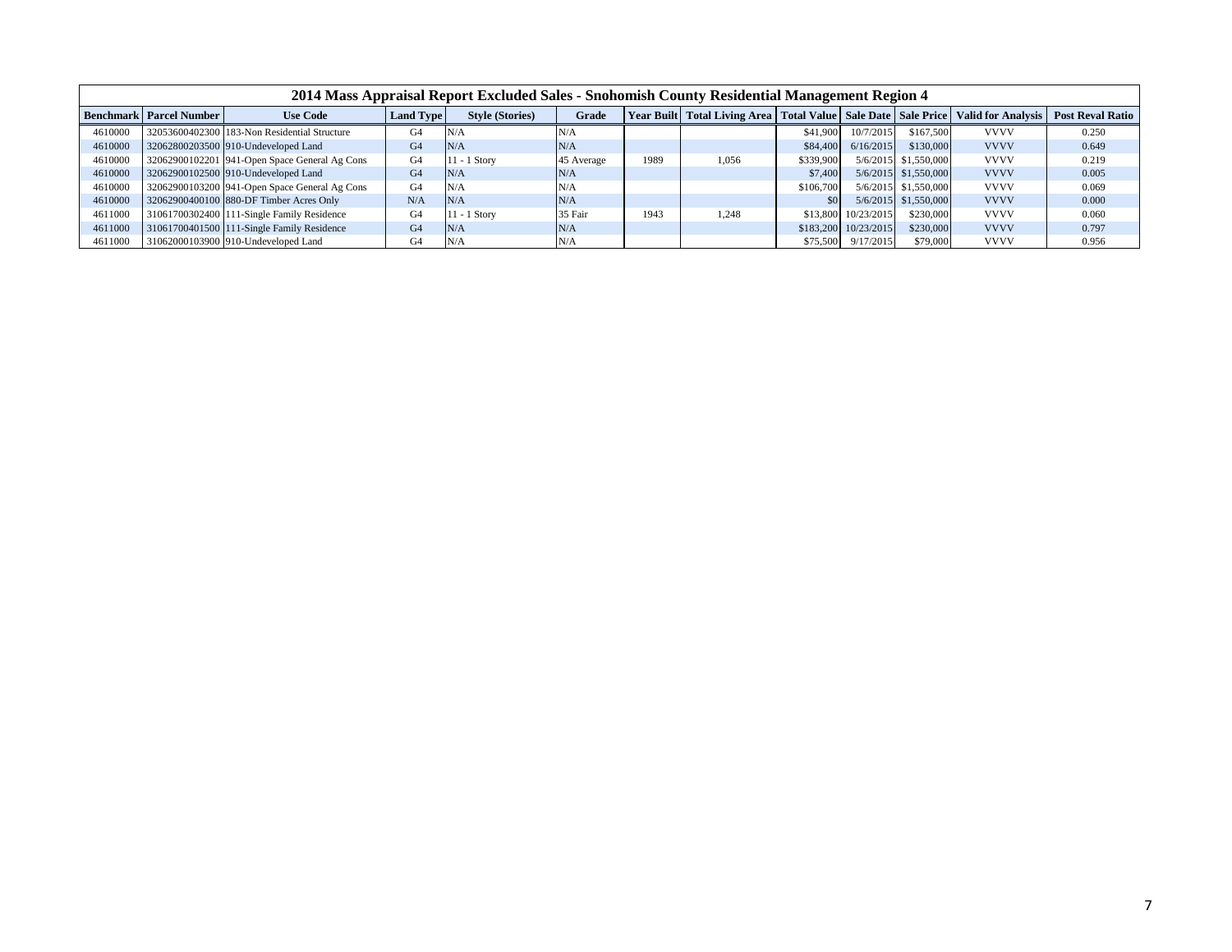| 2014 Mass Appraisal Report Excluded Sales - Snohomish County Residential Management Region 4 | | | | | | | | | | | | | |
|---|---|---|---|---|---|---|---|---|---|---|---|---|---|
| **Benchmark** | **Parcel Number** | **Use Code** | **Land Type** | **Style (Stories)** | **Grade** | **Year Built** | **Total Living Area** | **Total Value** | **Sale Date** | **Sale Price** | **Valid for Analysis** | **Post Reval Ratio** |
| 4610000 | 32053600402300 | 183-Non Residential Structure | G4 | N/A | N/A | | | $41,900 | 10/7/2015 | $167,500 | VVVV | 0.250 |
| 4610000 | 32062800203500 | 910-Undeveloped Land | G4 | N/A | N/A | | | $84,400 | 6/16/2015 | $130,000 | VVVV | 0.649 |
| 4610000 | 32062900102201 | 941-Open Space General Ag Cons | G4 | 11 - 1 Story | 45 Average | 1989 | 1,056 | $339,900 | 5/6/2015 | $1,550,000 | VVVV | 0.219 |
| 4610000 | 32062900102500 | 910-Undeveloped Land | G4 | N/A | N/A | | | $7,400 | 5/6/2015 | $1,550,000 | VVVV | 0.005 |
| 4610000 | 32062900103200 | 941-Open Space General Ag Cons | G4 | N/A | N/A | | | $106,700 | 5/6/2015 | $1,550,000 | VVVV | 0.069 |
| 4610000 | 32062900400100 | 880-DF Timber Acres Only | N/A | N/A | N/A | | | $0 | 5/6/2015 | $1,550,000 | VVVV | 0.000 |
| 4611000 | 31061700302400 | 111-Single Family Residence | G4 | 11 - 1 Story | 35 Fair | 1943 | 1,248 | $13,800 | 10/23/2015 | $230,000 | VVVV | 0.060 |
| 4611000 | 31061700401500 | 111-Single Family Residence | G4 | N/A | N/A | | | $183,200 | 10/23/2015 | $230,000 | VVVV | 0.797 |
| 4611000 | 31062000103900 | 910-Undeveloped Land | G4 | N/A | N/A | | | $75,500 | 9/17/2015 | $79,000 | VVVV | 0.956 |